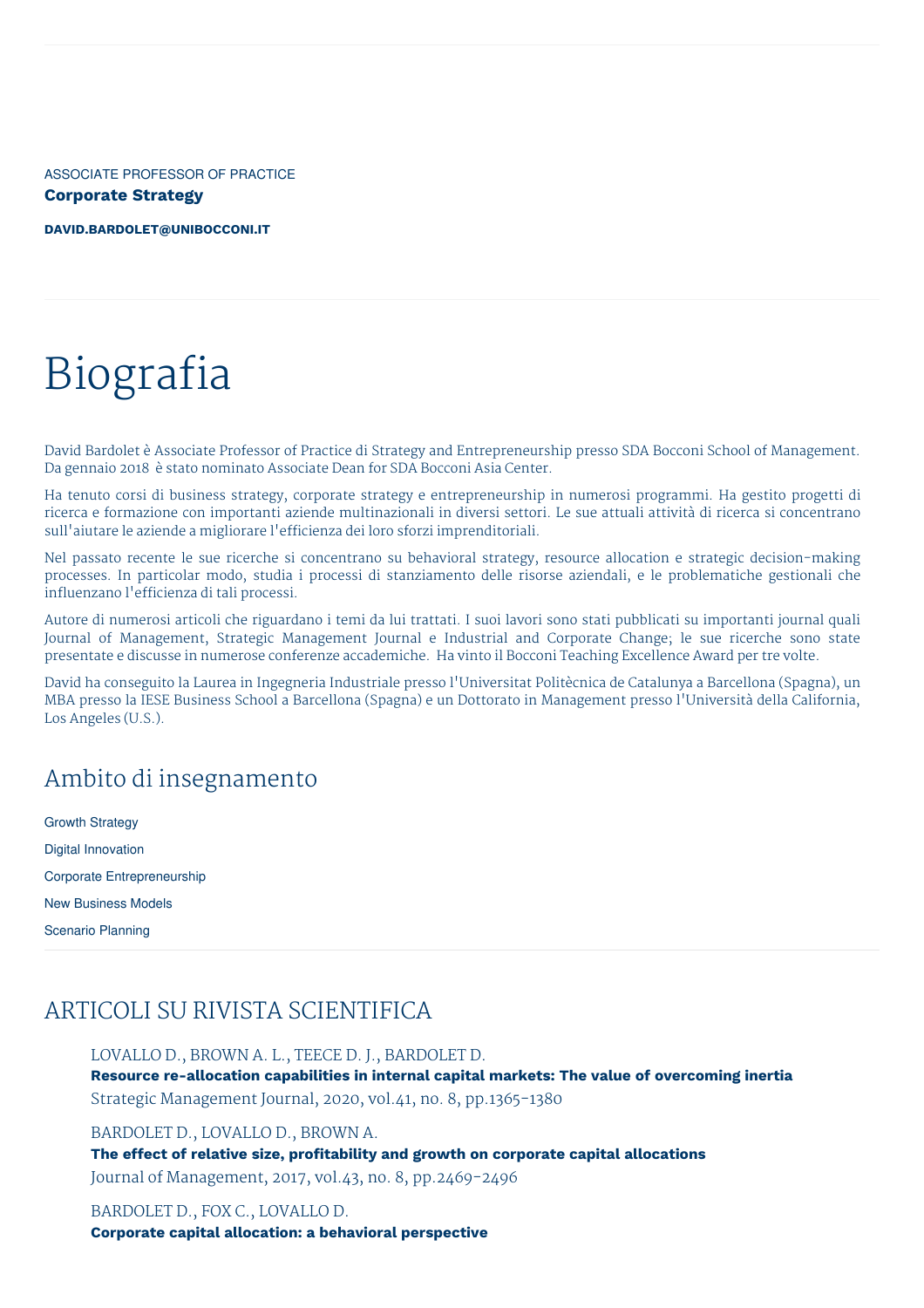ASSOCIATE PROFESSOR OF PRACTICE

**Corporate Strategy**

**DAVID.BARDOLET@UNIBOCCONI.IT**

# Biografia

David Bardolet è Associate Professor of Practice di Strategy and Entrepreneurship presso SDA Bocconi School of Management. Da gennaio 2018 è stato nominato Associate Dean for SDA Bocconi Asia Center.

Ha tenuto corsi di business strategy, corporate strategy e entrepreneurship in numerosi programmi. Ha gestito progetti di ricerca e formazione con importanti aziende multinazionali in diversi settori. Le sue attuali attività di ricerca si concentrano sull'aiutare le aziende a migliorare l'efficienza dei loro sforzi imprenditoriali.

Nel passato recente le sue ricerche si concentrano su behavioral strategy, resource allocation e strategic decision-making processes. In particolar modo, studia i processi di stanziamento delle risorse aziendali, e le problematiche gestionali che influenzano l'efficienza di tali processi.

Autore di numerosi articoli che riguardano i temi da lui trattati. I suoi lavori sono stati pubblicati su importanti journal quali Journal of Management, Strategic Management Journal e Industrial and Corporate Change; le sue ricerche sono state presentate e discusse in numerose conferenze accademiche. Ha vinto il Bocconi Teaching Excellence Award per tre volte.

David ha conseguito la Laurea in Ingegneria Industriale presso l'Universitat Politècnica de Catalunya a Barcellona (Spagna), un MBA presso la IESE Business School a Barcellona (Spagna) e un Dottorato in Management presso l'Università della California, Los Angeles (U.S.).

## Ambito di insegnamento

Growth Strategy

Digital Innovation

Corporate Entrepreneurship

New Business Models

Scenario Planning

## ARTICOLI SU RIVISTA SCIENTIFICA

LOVALLO D., BROWN A. L., TEECE D. J., BARDOLET D.
**Resource re-allocation capabilities in internal capital markets: The value of overcoming inertia**
Strategic Management Journal, 2020, vol.41, no. 8, pp.1365-1380

BARDOLET D., LOVALLO D., BROWN A.
**The effect of relative size, profitability and growth on corporate capital allocations**
Journal of Management, 2017, vol.43, no. 8, pp.2469-2496

BARDOLET D., FOX C., LOVALLO D.
**Corporate capital allocation: a behavioral perspective**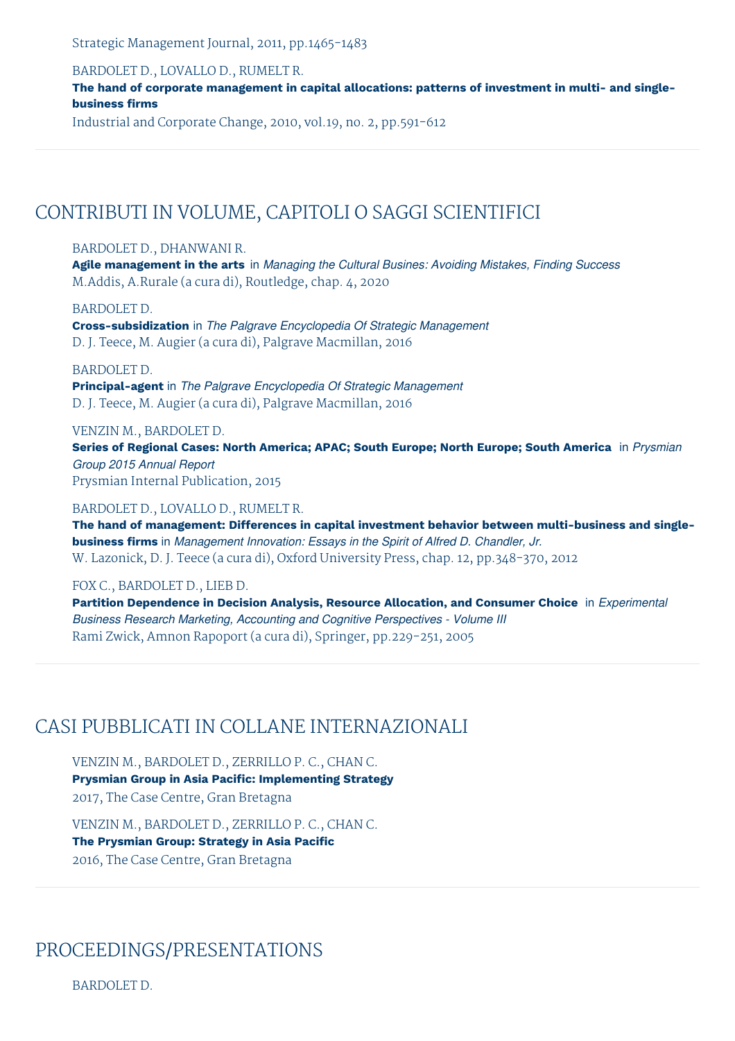Strategic Management Journal, 2011, pp.1465-1483

BARDOLET D., LOVALLO D., RUMELT R.
**The hand of corporate management in capital allocations: patterns of investment in multi- and single-business firms**
Industrial and Corporate Change, 2010, vol.19, no. 2, pp.591-612

## CONTRIBUTI IN VOLUME, CAPITOLI O SAGGI SCIENTIFICI

BARDOLET D., DHANWANI R.
**Agile management in the arts** in *Managing the Cultural Busines: Avoiding Mistakes, Finding Success*
M.Addis, A.Rurale (a cura di), Routledge, chap. 4, 2020

BARDOLET D.
**Cross-subsidization** in *The Palgrave Encyclopedia Of Strategic Management*
D. J. Teece, M. Augier (a cura di), Palgrave Macmillan, 2016

BARDOLET D.
**Principal-agent** in *The Palgrave Encyclopedia Of Strategic Management*
D. J. Teece, M. Augier (a cura di), Palgrave Macmillan, 2016

VENZIN M., BARDOLET D.
**Series of Regional Cases: North America; APAC; South Europe; North Europe; South America** in *Prysmian Group 2015 Annual Report*
Prysmian Internal Publication, 2015

BARDOLET D., LOVALLO D., RUMELT R.
**The hand of management: Differences in capital investment behavior between multi-business and single-business firms** in *Management Innovation: Essays in the Spirit of Alfred D. Chandler, Jr.*
W. Lazonick, D. J. Teece (a cura di), Oxford University Press, chap. 12, pp.348-370, 2012

FOX C., BARDOLET D., LIEB D.
**Partition Dependence in Decision Analysis, Resource Allocation, and Consumer Choice** in *Experimental Business Research Marketing, Accounting and Cognitive Perspectives - Volume III*
Rami Zwick, Amnon Rapoport (a cura di), Springer, pp.229-251, 2005

## CASI PUBBLICATI IN COLLANE INTERNAZIONALI

VENZIN M., BARDOLET D., ZERRILLO P. C., CHAN C.
**Prysmian Group in Asia Pacific: Implementing Strategy**
2017, The Case Centre, Gran Bretagna

VENZIN M., BARDOLET D., ZERRILLO P. C., CHAN C.
**The Prysmian Group: Strategy in Asia Pacific**
2016, The Case Centre, Gran Bretagna

## PROCEEDINGS/PRESENTATIONS

BARDOLET D.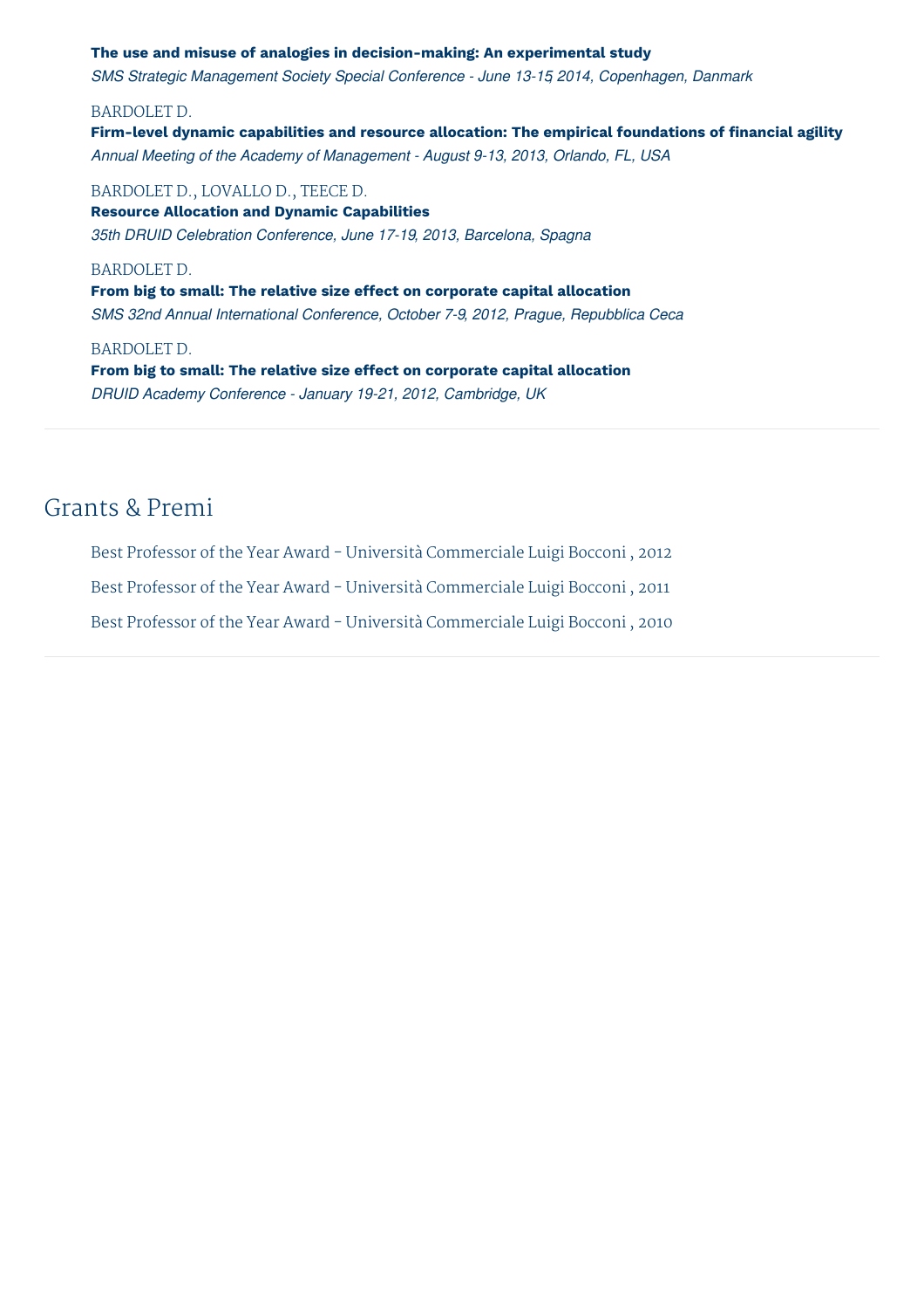**The use and misuse of analogies in decision-making: An experimental study**
*SMS Strategic Management Society Special Conference - June 13-15 2014, Copenhagen, Danmark*

BARDOLET D.
**Firm-level dynamic capabilities and resource allocation: The empirical foundations of financial agility**
*Annual Meeting of the Academy of Management - August 9-13, 2013, Orlando, FL, USA*

BARDOLET D., LOVALLO D., TEECE D.
**Resource Allocation and Dynamic Capabilities**
*35th DRUID Celebration Conference, June 17-19, 2013, Barcelona, Spagna*

BARDOLET D.
**From big to small: The relative size effect on corporate capital allocation**
*SMS 32nd Annual International Conference, October 7-9, 2012, Prague, Repubblica Ceca*

BARDOLET D.
**From big to small: The relative size effect on corporate capital allocation**
*DRUID Academy Conference - January 19-21, 2012, Cambridge, UK*

## Grants & Premi

Best Professor of the Year Award - Università Commerciale Luigi Bocconi , 2012

Best Professor of the Year Award - Università Commerciale Luigi Bocconi , 2011

Best Professor of the Year Award - Università Commerciale Luigi Bocconi , 2010